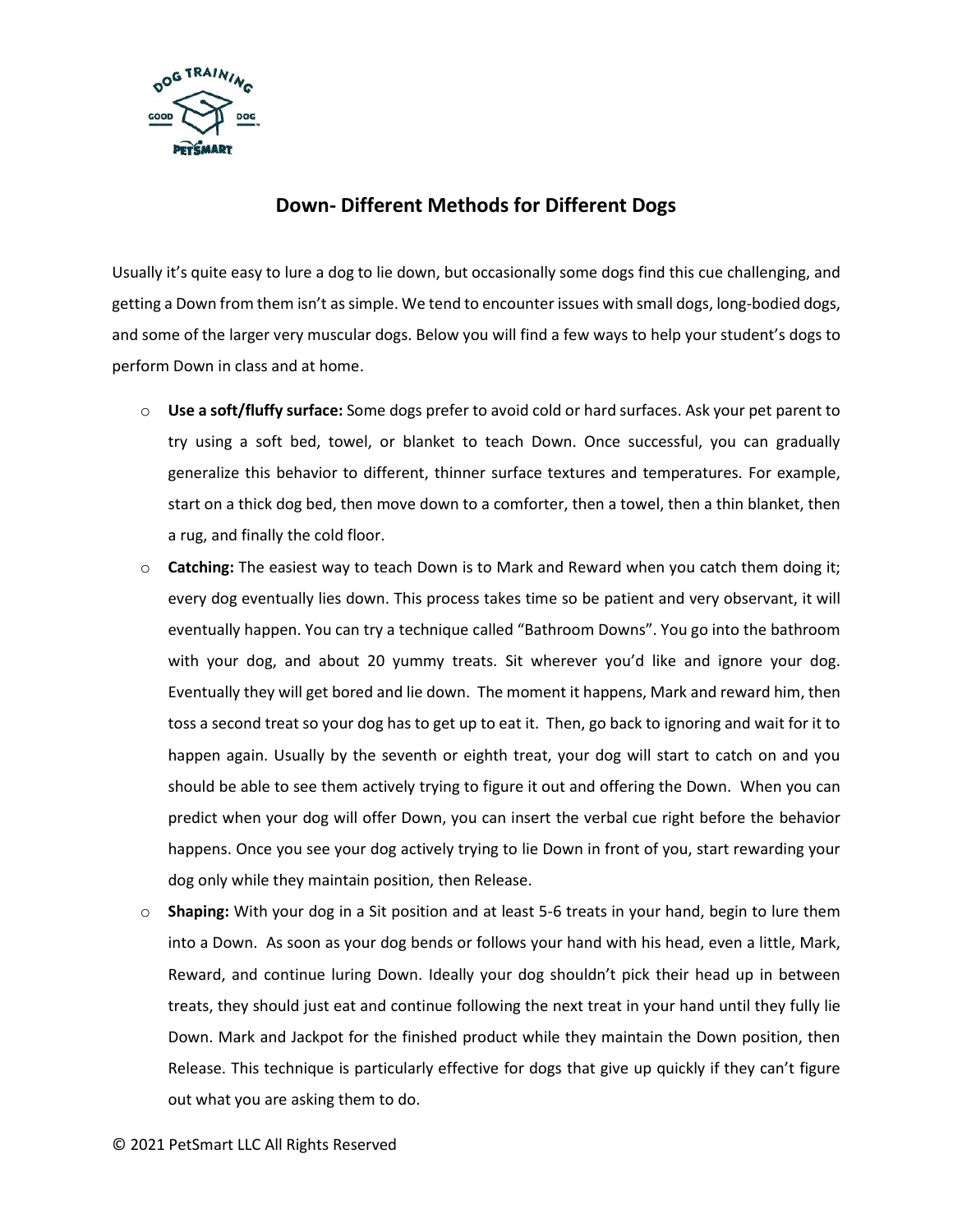## Down- Different Methods for Different Dogs

Usually it's quite easy to lure a dog to lie down, but occasionally some dogs find this cue challenging, and getting a Down from them isn't as simple. We tend to encounter issues with small dogs, long-bodied dogs, and some of the larger very muscular dogs. Below you will find a few ways to help your student's dogs to perform Down in class and at home.

- **Use a soft/fluffy surface:** Some dogs prefer to avoid cold or hard surfaces. Ask your pet parent to try using a soft bed, towel, or blanket to teach Down. Once successful, you can gradually generalize this behavior to different, thinner surface textures and temperatures. For example, start on a thick dog bed, then move down to a comforter, then a towel, then a thin blanket, then a rug, and finally the cold floor.
- **Catching:** The easiest way to teach Down is to Mark and Reward when you catch them doing it; every dog eventually lies down. This process takes time so be patient and very observant, it will eventually happen. You can try a technique called "Bathroom Downs". You go into the bathroom with your dog, and about 20 yummy treats. Sit wherever you'd like and ignore your dog. Eventually they will get bored and lie down. The moment it happens, Mark and reward him, then toss a second treat so your dog has to get up to eat it. Then, go back to ignoring and wait for it to happen again. Usually by the seventh or eighth treat, your dog will start to catch on and you should be able to see them actively trying to figure it out and offering the Down. When you can predict when your dog will offer Down, you can insert the verbal cue right before the behavior happens. Once you see your dog actively trying to lie Down in front of you, start rewarding your dog only while they maintain position, then Release.
- **Shaping:** With your dog in a Sit position and at least 5-6 treats in your hand, begin to lure them into a Down. As soon as your dog bends or follows your hand with his head, even a little, Mark, Reward, and continue luring Down. Ideally your dog shouldn't pick their head up in between treats, they should just eat and continue following the next treat in your hand until they fully lie Down. Mark and Jackpot for the finished product while they maintain the Down position, then Release. This technique is particularly effective for dogs that give up quickly if they can't figure out what you are asking them to do.

© 2021 PetSmart LLC All Rights Reserved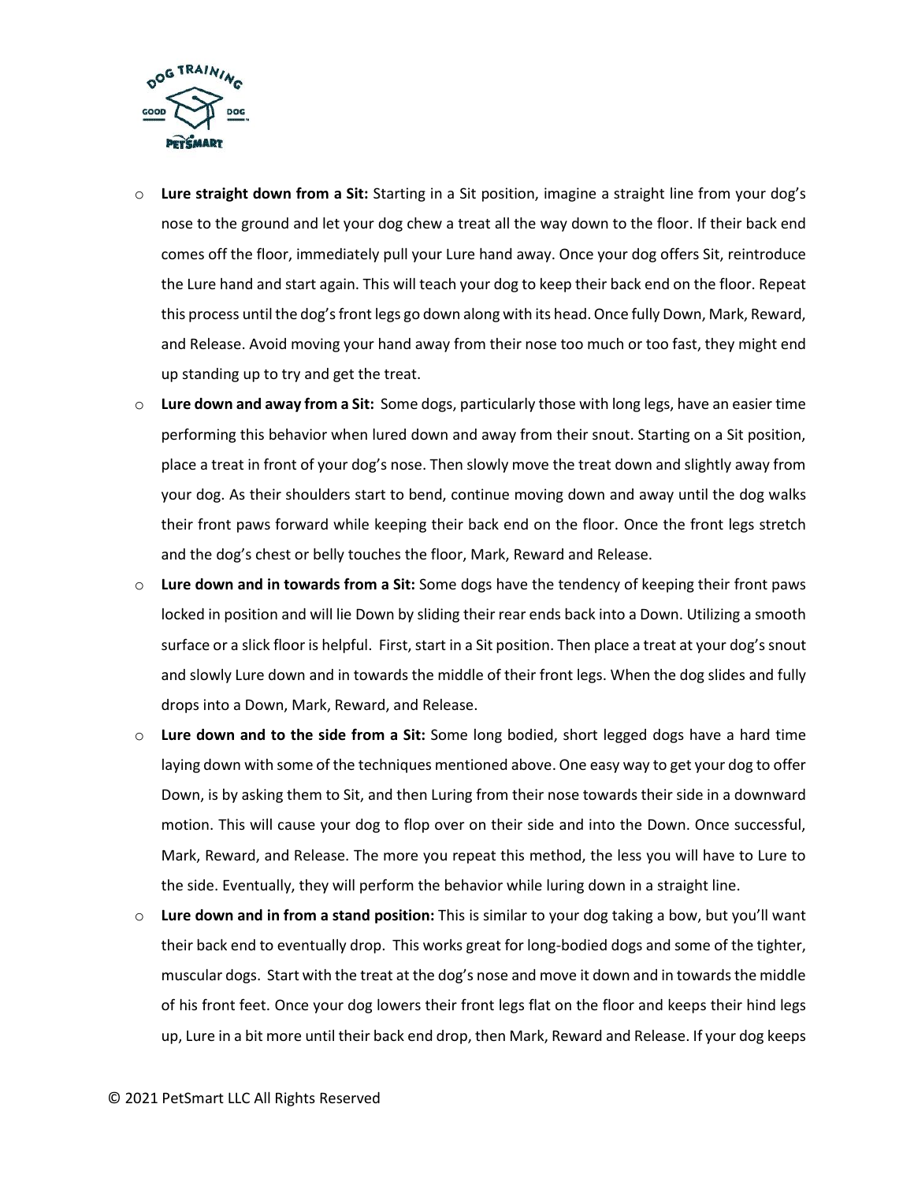- **Lure straight down from a Sit:** Starting in a Sit position, imagine a straight line from your dog's nose to the ground and let your dog chew a treat all the way down to the floor. If their back end comes off the floor, immediately pull your Lure hand away. Once your dog offers Sit, reintroduce the Lure hand and start again. This will teach your dog to keep their back end on the floor. Repeat this process until the dog's front legs go down along with its head. Once fully Down, Mark, Reward, and Release. Avoid moving your hand away from their nose too much or too fast, they might end up standing up to try and get the treat.
- **Lure down and away from a Sit:** Some dogs, particularly those with long legs, have an easier time performing this behavior when lured down and away from their snout. Starting on a Sit position, place a treat in front of your dog's nose. Then slowly move the treat down and slightly away from your dog. As their shoulders start to bend, continue moving down and away until the dog walks their front paws forward while keeping their back end on the floor. Once the front legs stretch and the dog's chest or belly touches the floor, Mark, Reward and Release.
- **Lure down and in towards from a Sit:** Some dogs have the tendency of keeping their front paws locked in position and will lie Down by sliding their rear ends back into a Down. Utilizing a smooth surface or a slick floor is helpful. First, start in a Sit position. Then place a treat at your dog's snout and slowly Lure down and in towards the middle of their front legs. When the dog slides and fully drops into a Down, Mark, Reward, and Release.
- **Lure down and to the side from a Sit:** Some long bodied, short legged dogs have a hard time laying down with some of the techniques mentioned above. One easy way to get your dog to offer Down, is by asking them to Sit, and then Luring from their nose towards their side in a downward motion. This will cause your dog to flop over on their side and into the Down. Once successful, Mark, Reward, and Release. The more you repeat this method, the less you will have to Lure to the side. Eventually, they will perform the behavior while luring down in a straight line.
- **Lure down and in from a stand position:** This is similar to your dog taking a bow, but you'll want their back end to eventually drop. This works great for long-bodied dogs and some of the tighter, muscular dogs. Start with the treat at the dog's nose and move it down and in towards the middle of his front feet. Once your dog lowers their front legs flat on the floor and keeps their hind legs up, Lure in a bit more until their back end drop, then Mark, Reward and Release. If your dog keeps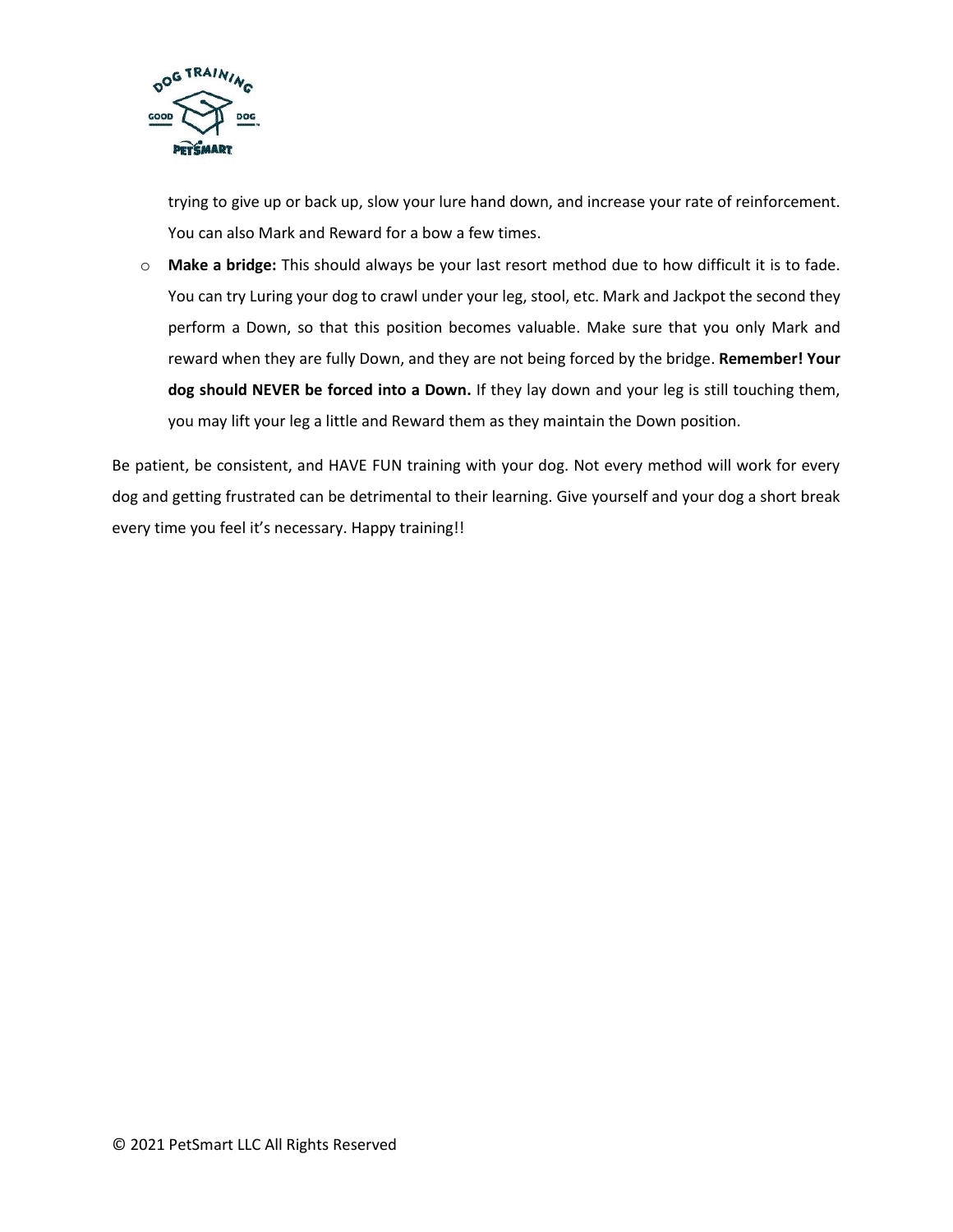trying to give up or back up, slow your lure hand down, and increase your rate of reinforcement. You can also Mark and Reward for a bow a few times.

- **Make a bridge:** This should always be your last resort method due to how difficult it is to fade. You can try Luring your dog to crawl under your leg, stool, etc. Mark and Jackpot the second they perform a Down, so that this position becomes valuable. Make sure that you only Mark and reward when they are fully Down, and they are not being forced by the bridge. **Remember! Your dog should NEVER be forced into a Down.** If they lay down and your leg is still touching them, you may lift your leg a little and Reward them as they maintain the Down position.

Be patient, be consistent, and HAVE FUN training with your dog. Not every method will work for every dog and getting frustrated can be detrimental to their learning. Give yourself and your dog a short break every time you feel it's necessary. Happy training!!